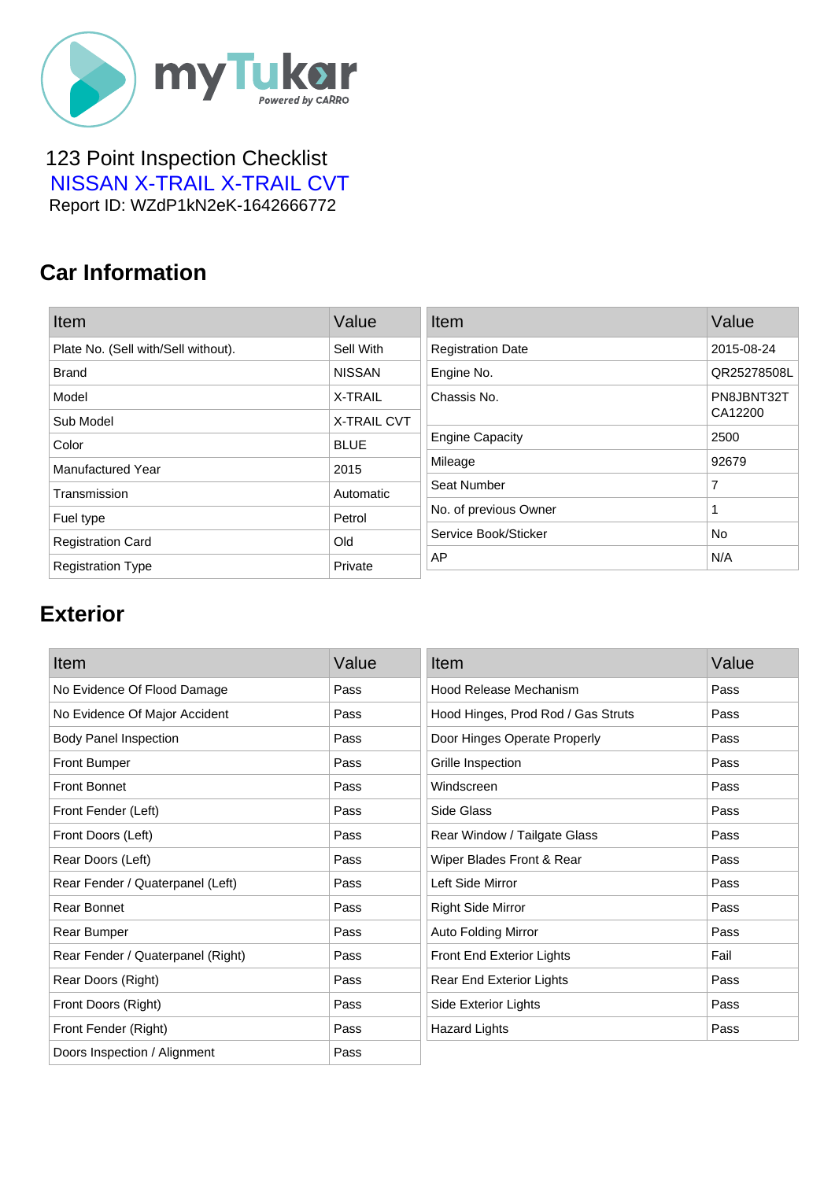123 Point Inspection Checklist

NISSAN X-TRAIL X-TRAIL CVT

Report ID: WZdP1kN2eK-1642666772

## Car Information

| Item | Value |
|---|---|
| Plate No. (Sell with/Sell without). | Sell With |
| Brand | NISSAN |
| Model | X-TRAIL |
| Sub Model | X-TRAIL CVT |
| Color | BLUE |
| Manufactured Year | 2015 |
| Transmission | Automatic |
| Fuel type | Petrol |
| Registration Card | Old |
| Registration Type | Private |

| Item | Value |
|---|---|
| Registration Date | 2015-08-24 |
| Engine No. | QR25278508L |
| Chassis No. | PN8JBNT32T CA12200 |
| Engine Capacity | 2500 |
| Mileage | 92679 |
| Seat Number | 7 |
| No. of previous Owner | 1 |
| Service Book/Sticker | No |
| AP | N/A |

## Exterior

| Item | Value |
|---|---|
| No Evidence Of Flood Damage | Pass |
| No Evidence Of Major Accident | Pass |
| Body Panel Inspection | Pass |
| Front Bumper | Pass |
| Front Bonnet | Pass |
| Front Fender (Left) | Pass |
| Front Doors (Left) | Pass |
| Rear Doors (Left) | Pass |
| Rear Fender / Quaterpanel (Left) | Pass |
| Rear Bonnet | Pass |
| Rear Bumper | Pass |
| Rear Fender / Quaterpanel (Right) | Pass |
| Rear Doors (Right) | Pass |
| Front Doors (Right) | Pass |
| Front Fender (Right) | Pass |
| Doors Inspection / Alignment | Pass |

| Item | Value |
|---|---|
| Hood Release Mechanism | Pass |
| Hood Hinges, Prod Rod / Gas Struts | Pass |
| Door Hinges Operate Properly | Pass |
| Grille Inspection | Pass |
| Windscreen | Pass |
| Side Glass | Pass |
| Rear Window / Tailgate Glass | Pass |
| Wiper Blades Front & Rear | Pass |
| Left Side Mirror | Pass |
| Right Side Mirror | Pass |
| Auto Folding Mirror | Pass |
| Front End Exterior Lights | Fail |
| Rear End Exterior Lights | Pass |
| Side Exterior Lights | Pass |
| Hazard Lights | Pass |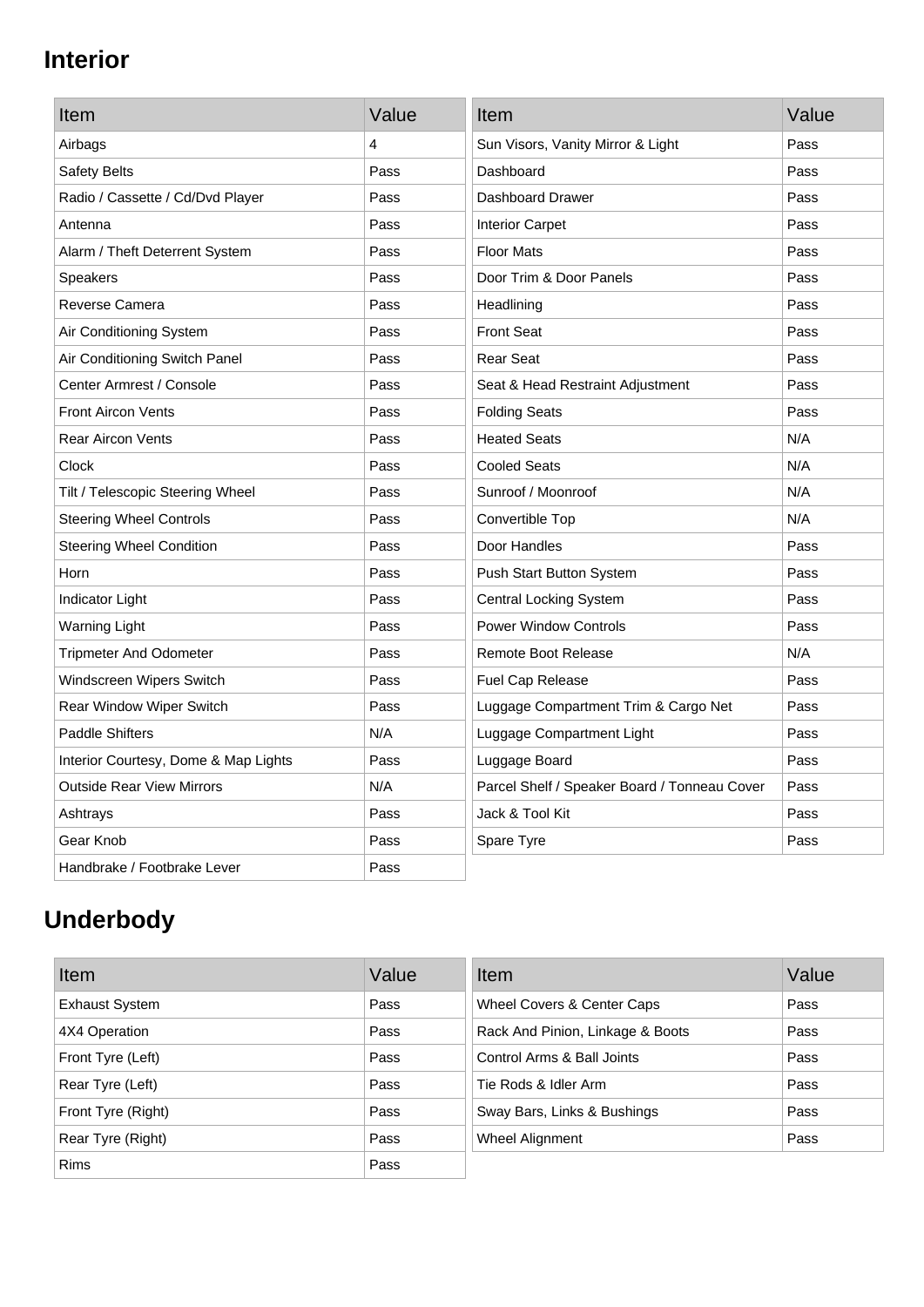## Interior

| Item | Value |
| --- | --- |
| Airbags | 4 |
| Safety Belts | Pass |
| Radio / Cassette / Cd/Dvd Player | Pass |
| Antenna | Pass |
| Alarm / Theft Deterrent System | Pass |
| Speakers | Pass |
| Reverse Camera | Pass |
| Air Conditioning System | Pass |
| Air Conditioning Switch Panel | Pass |
| Center Armrest / Console | Pass |
| Front Aircon Vents | Pass |
| Rear Aircon Vents | Pass |
| Clock | Pass |
| Tilt / Telescopic Steering Wheel | Pass |
| Steering Wheel Controls | Pass |
| Steering Wheel Condition | Pass |
| Horn | Pass |
| Indicator Light | Pass |
| Warning Light | Pass |
| Tripmeter And Odometer | Pass |
| Windscreen Wipers Switch | Pass |
| Rear Window Wiper Switch | Pass |
| Paddle Shifters | N/A |
| Interior Courtesy, Dome & Map Lights | Pass |
| Outside Rear View Mirrors | N/A |
| Ashtrays | Pass |
| Gear Knob | Pass |
| Handbrake / Footbrake Lever | Pass |

| Item | Value |
| --- | --- |
| Sun Visors, Vanity Mirror & Light | Pass |
| Dashboard | Pass |
| Dashboard Drawer | Pass |
| Interior Carpet | Pass |
| Floor Mats | Pass |
| Door Trim & Door Panels | Pass |
| Headlining | Pass |
| Front Seat | Pass |
| Rear Seat | Pass |
| Seat & Head Restraint Adjustment | Pass |
| Folding Seats | Pass |
| Heated Seats | N/A |
| Cooled Seats | N/A |
| Sunroof / Moonroof | N/A |
| Convertible Top | N/A |
| Door Handles | Pass |
| Push Start Button System | Pass |
| Central Locking System | Pass |
| Power Window Controls | Pass |
| Remote Boot Release | N/A |
| Fuel Cap Release | Pass |
| Luggage Compartment Trim & Cargo Net | Pass |
| Luggage Compartment Light | Pass |
| Luggage Board | Pass |
| Parcel Shelf / Speaker Board / Tonneau Cover | Pass |
| Jack & Tool Kit | Pass |
| Spare Tyre | Pass |

## Underbody

| Item | Value |
| --- | --- |
| Exhaust System | Pass |
| 4X4 Operation | Pass |
| Front Tyre (Left) | Pass |
| Rear Tyre (Left) | Pass |
| Front Tyre (Right) | Pass |
| Rear Tyre (Right) | Pass |
| Rims | Pass |

| Item | Value |
| --- | --- |
| Wheel Covers & Center Caps | Pass |
| Rack And Pinion, Linkage & Boots | Pass |
| Control Arms & Ball Joints | Pass |
| Tie Rods & Idler Arm | Pass |
| Sway Bars, Links & Bushings | Pass |
| Wheel Alignment | Pass |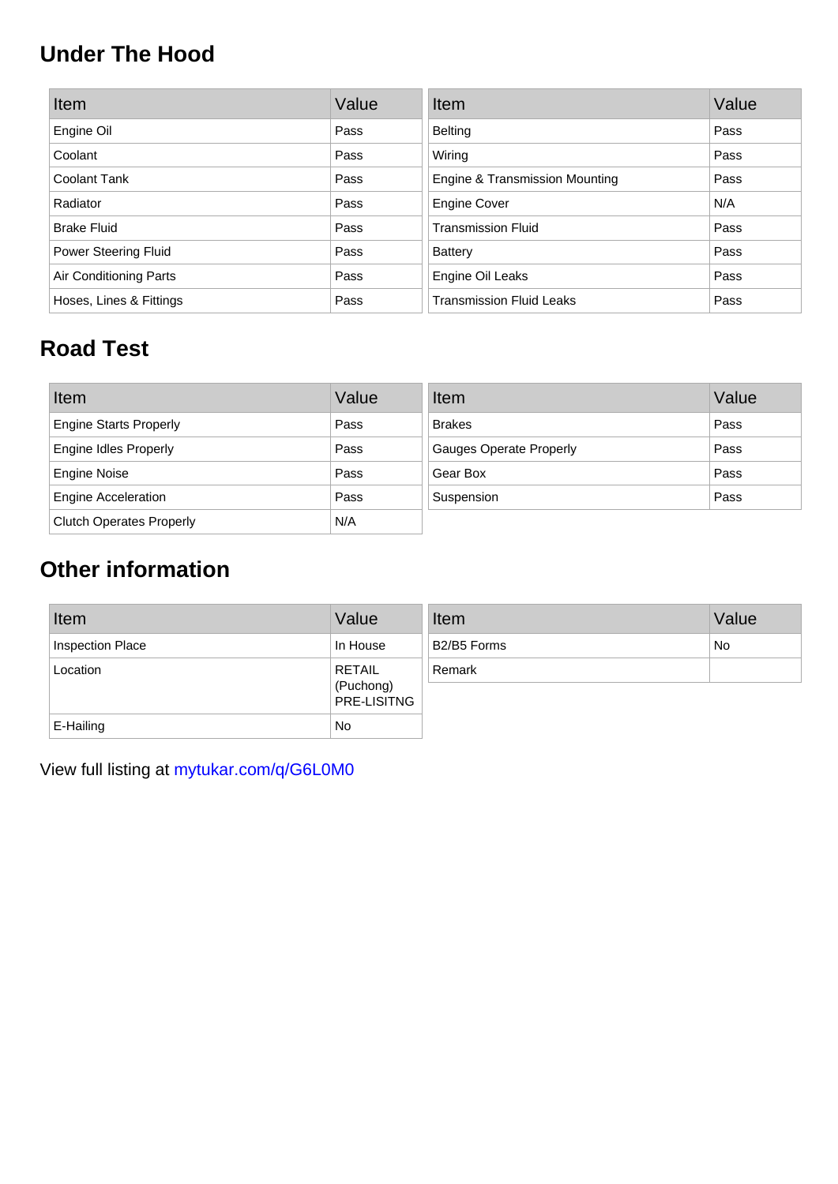## Under The Hood

| Item | Value |
| --- | --- |
| Engine Oil | Pass |
| Coolant | Pass |
| Coolant Tank | Pass |
| Radiator | Pass |
| Brake Fluid | Pass |
| Power Steering Fluid | Pass |
| Air Conditioning Parts | Pass |
| Hoses, Lines & Fittings | Pass |

| Item | Value |
| --- | --- |
| Belting | Pass |
| Wiring | Pass |
| Engine & Transmission Mounting | Pass |
| Engine Cover | N/A |
| Transmission Fluid | Pass |
| Battery | Pass |
| Engine Oil Leaks | Pass |
| Transmission Fluid Leaks | Pass |

## Road Test

| Item | Value |
| --- | --- |
| Engine Starts Properly | Pass |
| Engine Idles Properly | Pass |
| Engine Noise | Pass |
| Engine Acceleration | Pass |
| Clutch Operates Properly | N/A |

| Item | Value |
| --- | --- |
| Brakes | Pass |
| Gauges Operate Properly | Pass |
| Gear Box | Pass |
| Suspension | Pass |

## Other information

| Item | Value |
| --- | --- |
| Inspection Place | In House |
| Location | RETAIL (Puchong) PRE-LISITNG |
| E-Hailing | No |

| Item | Value |
| --- | --- |
| B2/B5 Forms | No |
| Remark | |

View full listing at mytukar.com/q/G6L0M0